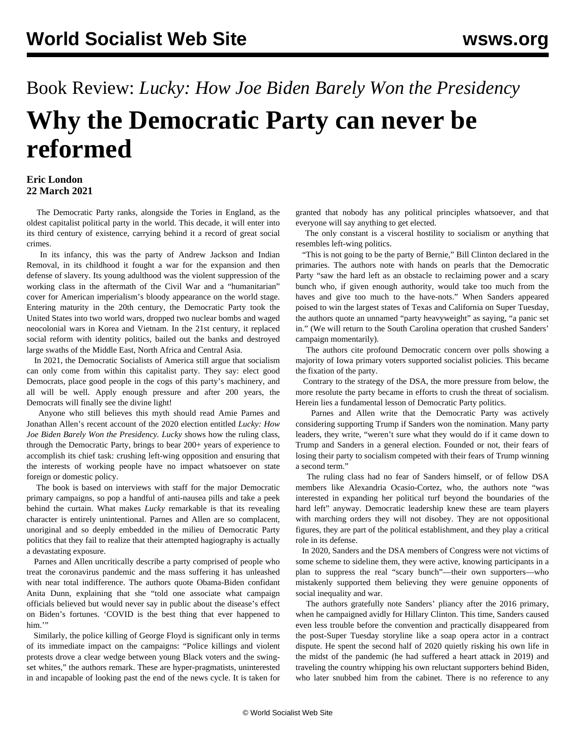Book Review: *Lucky: How Joe Biden Barely Won the Presidency*

# Why the Democratic Party can never be reformed

**Eric London**
**22 March 2021**

The Democratic Party ranks, alongside the Tories in England, as the oldest capitalist political party in the world. This decade, it will enter into its third century of existence, carrying behind it a record of great social crimes.

In its infancy, this was the party of Andrew Jackson and Indian Removal, in its childhood it fought a war for the expansion and then defense of slavery. Its young adulthood was the violent suppression of the working class in the aftermath of the Civil War and a "humanitarian" cover for American imperialism's bloody appearance on the world stage. Entering maturity in the 20th century, the Democratic Party took the United States into two world wars, dropped two nuclear bombs and waged neocolonial wars in Korea and Vietnam. In the 21st century, it replaced social reform with identity politics, bailed out the banks and destroyed large swaths of the Middle East, North Africa and Central Asia.

In 2021, the Democratic Socialists of America still argue that socialism can only come from within this capitalist party. They say: elect good Democrats, place good people in the cogs of this party's machinery, and all will be well. Apply enough pressure and after 200 years, the Democrats will finally see the divine light!

Anyone who still believes this myth should read Amie Parnes and Jonathan Allen's recent account of the 2020 election entitled *Lucky: How Joe Biden Barely Won the Presidency. Lucky* shows how the ruling class, through the Democratic Party, brings to bear 200+ years of experience to accomplish its chief task: crushing left-wing opposition and ensuring that the interests of working people have no impact whatsoever on state foreign or domestic policy.

The book is based on interviews with staff for the major Democratic primary campaigns, so pop a handful of anti-nausea pills and take a peek behind the curtain. What makes *Lucky* remarkable is that its revealing character is entirely unintentional. Parnes and Allen are so complacent, unoriginal and so deeply embedded in the milieu of Democratic Party politics that they fail to realize that their attempted hagiography is actually a devastating exposure.

Parnes and Allen uncritically describe a party comprised of people who treat the coronavirus pandemic and the mass suffering it has unleashed with near total indifference. The authors quote Obama-Biden confidant Anita Dunn, explaining that she "told one associate what campaign officials believed but would never say in public about the disease's effect on Biden's fortunes. 'COVID is the best thing that ever happened to him.'"

Similarly, the police killing of George Floyd is significant only in terms of its immediate impact on the campaigns: "Police killings and violent protests drove a clear wedge between young Black voters and the swing-set whites," the authors remark. These are hyper-pragmatists, uninterested in and incapable of looking past the end of the news cycle. It is taken for granted that nobody has any political principles whatsoever, and that everyone will say anything to get elected.

The only constant is a visceral hostility to socialism or anything that resembles left-wing politics.

"This is not going to be the party of Bernie," Bill Clinton declared in the primaries. The authors note with hands on pearls that the Democratic Party "saw the hard left as an obstacle to reclaiming power and a scary bunch who, if given enough authority, would take too much from the haves and give too much to the have-nots." When Sanders appeared poised to win the largest states of Texas and California on Super Tuesday, the authors quote an unnamed "party heavyweight" as saying, "a panic set in." (We will return to the South Carolina operation that crushed Sanders' campaign momentarily).

The authors cite profound Democratic concern over polls showing a majority of Iowa primary voters supported socialist policies. This became the fixation of the party.

Contrary to the strategy of the DSA, the more pressure from below, the more resolute the party became in efforts to crush the threat of socialism. Herein lies a fundamental lesson of Democratic Party politics.

Parnes and Allen write that the Democratic Party was actively considering supporting Trump if Sanders won the nomination. Many party leaders, they write, "weren't sure what they would do if it came down to Trump and Sanders in a general election. Founded or not, their fears of losing their party to socialism competed with their fears of Trump winning a second term."

The ruling class had no fear of Sanders himself, or of fellow DSA members like Alexandria Ocasio-Cortez, who, the authors note "was interested in expanding her political turf beyond the boundaries of the hard left" anyway. Democratic leadership knew these are team players with marching orders they will not disobey. They are not oppositional figures, they are part of the political establishment, and they play a critical role in its defense.

In 2020, Sanders and the DSA members of Congress were not victims of some scheme to sideline them, they were active, knowing participants in a plan to suppress the real "scary bunch"—their own supporters—who mistakenly supported them believing they were genuine opponents of social inequality and war.

The authors gratefully note Sanders' pliancy after the 2016 primary, when he campaigned avidly for Hillary Clinton. This time, Sanders caused even less trouble before the convention and practically disappeared from the post-Super Tuesday storyline like a soap opera actor in a contract dispute. He spent the second half of 2020 quietly risking his own life in the midst of the pandemic (he had suffered a heart attack in 2019) and traveling the country whipping his own reluctant supporters behind Biden, who later snubbed him from the cabinet. There is no reference to any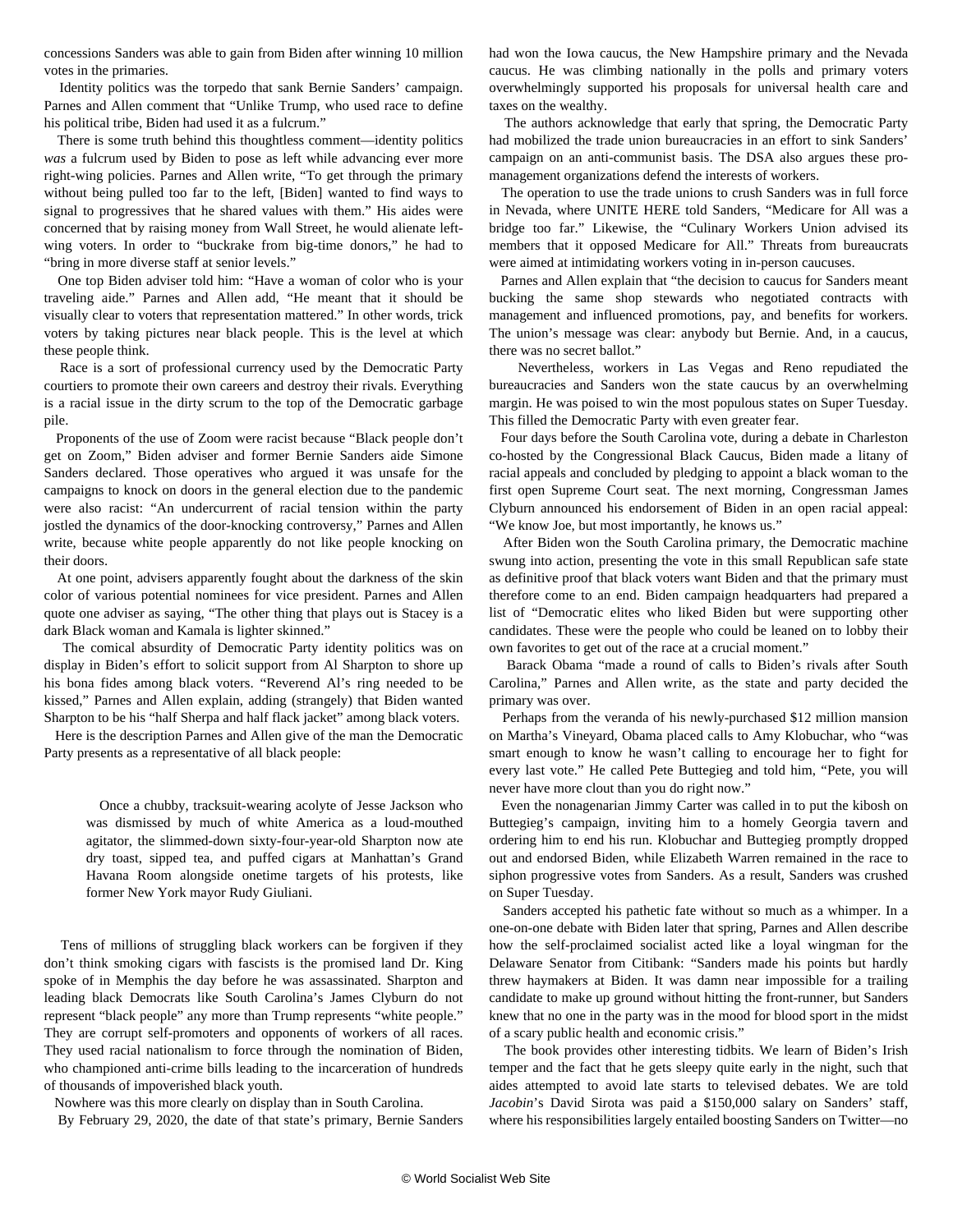concessions Sanders was able to gain from Biden after winning 10 million votes in the primaries.

Identity politics was the torpedo that sank Bernie Sanders' campaign. Parnes and Allen comment that "Unlike Trump, who used race to define his political tribe, Biden had used it as a fulcrum."

There is some truth behind this thoughtless comment—identity politics *was* a fulcrum used by Biden to pose as left while advancing ever more right-wing policies. Parnes and Allen write, "To get through the primary without being pulled too far to the left, [Biden] wanted to find ways to signal to progressives that he shared values with them." His aides were concerned that by raising money from Wall Street, he would alienate left-wing voters. In order to "buckrake from big-time donors," he had to "bring in more diverse staff at senior levels."

One top Biden adviser told him: "Have a woman of color who is your traveling aide." Parnes and Allen add, "He meant that it should be visually clear to voters that representation mattered." In other words, trick voters by taking pictures near black people. This is the level at which these people think.

Race is a sort of professional currency used by the Democratic Party courtiers to promote their own careers and destroy their rivals. Everything is a racial issue in the dirty scrum to the top of the Democratic garbage pile.

Proponents of the use of Zoom were racist because "Black people don't get on Zoom," Biden adviser and former Bernie Sanders aide Simone Sanders declared. Those operatives who argued it was unsafe for the campaigns to knock on doors in the general election due to the pandemic were also racist: "An undercurrent of racial tension within the party jostled the dynamics of the door-knocking controversy," Parnes and Allen write, because white people apparently do not like people knocking on their doors.

At one point, advisers apparently fought about the darkness of the skin color of various potential nominees for vice president. Parnes and Allen quote one adviser as saying, "The other thing that plays out is Stacey is a dark Black woman and Kamala is lighter skinned."

The comical absurdity of Democratic Party identity politics was on display in Biden's effort to solicit support from Al Sharpton to shore up his bona fides among black voters. "Reverend Al's ring needed to be kissed," Parnes and Allen explain, adding (strangely) that Biden wanted Sharpton to be his "half Sherpa and half flack jacket" among black voters.

Here is the description Parnes and Allen give of the man the Democratic Party presents as a representative of all black people:

> Once a chubby, tracksuit-wearing acolyte of Jesse Jackson who was dismissed by much of white America as a loud-mouthed agitator, the slimmed-down sixty-four-year-old Sharpton now ate dry toast, sipped tea, and puffed cigars at Manhattan's Grand Havana Room alongside onetime targets of his protests, like former New York mayor Rudy Giuliani.

Tens of millions of struggling black workers can be forgiven if they don't think smoking cigars with fascists is the promised land Dr. King spoke of in Memphis the day before he was assassinated. Sharpton and leading black Democrats like South Carolina's James Clyburn do not represent "black people" any more than Trump represents "white people." They are corrupt self-promoters and opponents of workers of all races. They used racial nationalism to force through the nomination of Biden, who championed anti-crime bills leading to the incarceration of hundreds of thousands of impoverished black youth.

Nowhere was this more clearly on display than in South Carolina.

By February 29, 2020, the date of that state's primary, Bernie Sanders had won the Iowa caucus, the New Hampshire primary and the Nevada caucus. He was climbing nationally in the polls and primary voters overwhelmingly supported his proposals for universal health care and taxes on the wealthy.

The authors acknowledge that early that spring, the Democratic Party had mobilized the trade union bureaucracies in an effort to sink Sanders' campaign on an anti-communist basis. The DSA also argues these pro-management organizations defend the interests of workers.

The operation to use the trade unions to crush Sanders was in full force in Nevada, where UNITE HERE told Sanders, "Medicare for All was a bridge too far." Likewise, the "Culinary Workers Union advised its members that it opposed Medicare for All." Threats from bureaucrats were aimed at intimidating workers voting in in-person caucuses.

Parnes and Allen explain that "the decision to caucus for Sanders meant bucking the same shop stewards who negotiated contracts with management and influenced promotions, pay, and benefits for workers. The union's message was clear: anybody but Bernie. And, in a caucus, there was no secret ballot."

Nevertheless, workers in Las Vegas and Reno repudiated the bureaucracies and Sanders won the state caucus by an overwhelming margin. He was poised to win the most populous states on Super Tuesday. This filled the Democratic Party with even greater fear.

Four days before the South Carolina vote, during a debate in Charleston co-hosted by the Congressional Black Caucus, Biden made a litany of racial appeals and concluded by pledging to appoint a black woman to the first open Supreme Court seat. The next morning, Congressman James Clyburn announced his endorsement of Biden in an open racial appeal: "We know Joe, but most importantly, he knows us."

After Biden won the South Carolina primary, the Democratic machine swung into action, presenting the vote in this small Republican safe state as definitive proof that black voters want Biden and that the primary must therefore come to an end. Biden campaign headquarters had prepared a list of "Democratic elites who liked Biden but were supporting other candidates. These were the people who could be leaned on to lobby their own favorites to get out of the race at a crucial moment."

Barack Obama "made a round of calls to Biden's rivals after South Carolina," Parnes and Allen write, as the state and party decided the primary was over.

Perhaps from the veranda of his newly-purchased $12 million mansion on Martha's Vineyard, Obama placed calls to Amy Klobuchar, who "was smart enough to know he wasn't calling to encourage her to fight for every last vote." He called Pete Buttegieg and told him, "Pete, you will never have more clout than you do right now."

Even the nonagenarian Jimmy Carter was called in to put the kibosh on Buttegieg's campaign, inviting him to a homely Georgia tavern and ordering him to end his run. Klobuchar and Buttegieg promptly dropped out and endorsed Biden, while Elizabeth Warren remained in the race to siphon progressive votes from Sanders. As a result, Sanders was crushed on Super Tuesday.

Sanders accepted his pathetic fate without so much as a whimper. In a one-on-one debate with Biden later that spring, Parnes and Allen describe how the self-proclaimed socialist acted like a loyal wingman for the Delaware Senator from Citibank: "Sanders made his points but hardly threw haymakers at Biden. It was damn near impossible for a trailing candidate to make up ground without hitting the front-runner, but Sanders knew that no one in the party was in the mood for blood sport in the midst of a scary public health and economic crisis."

The book provides other interesting tidbits. We learn of Biden's Irish temper and the fact that he gets sleepy quite early in the night, such that aides attempted to avoid late starts to televised debates. We are told *Jacobin*'s David Sirota was paid a $150,000 salary on Sanders' staff, where his responsibilities largely entailed boosting Sanders on Twitter—no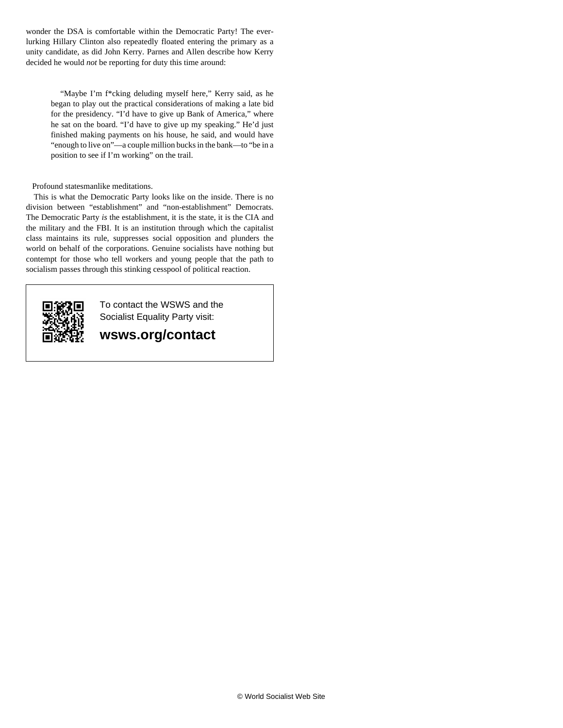wonder the DSA is comfortable within the Democratic Party! The ever-lurking Hillary Clinton also repeatedly floated entering the primary as a unity candidate, as did John Kerry. Parnes and Allen describe how Kerry decided he would *not* be reporting for duty this time around:

> "Maybe I'm f*cking deluding myself here," Kerry said, as he began to play out the practical considerations of making a late bid for the presidency. "I'd have to give up Bank of America," where he sat on the board. "I'd have to give up my speaking." He'd just finished making payments on his house, he said, and would have "enough to live on"—a couple million bucks in the bank—to "be in a position to see if I'm working" on the trail.

Profound statesmanlike meditations.

This is what the Democratic Party looks like on the inside. There is no division between "establishment" and "non-establishment" Democrats. The Democratic Party *is* the establishment, it is the state, it is the CIA and the military and the FBI. It is an institution through which the capitalist class maintains its rule, suppresses social opposition and plunders the world on behalf of the corporations. Genuine socialists have nothing but contempt for those who tell workers and young people that the path to socialism passes through this stinking cesspool of political reaction.

To contact the WSWS and the Socialist Equality Party visit:

**wsws.org/contact**